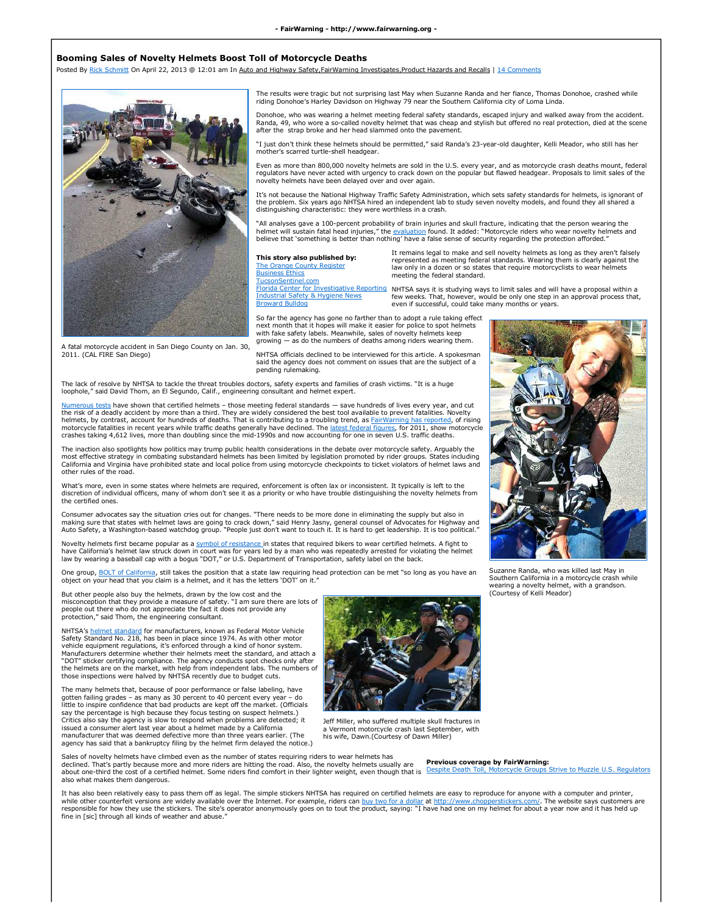# Booming Sales of Novelty Helmets Boost Toll of Motorcycle Deaths

Posted By Rick Schmitt On April 22, 2013 @ 12:01 am In Auto and Highway Safety,FairWarning Investigates,Product Hazards and Recalls | 14 Comments

A fatal motorcycle accident in San Diego County on Jan. 30, 2011. (CAL FIRE San Diego)

The results were tragic but not surprising last May when Suzanne Randa and her fiance, Thomas Donohoe, crashed while riding Donohoe's Harley Davidson on Highway 79 near the Southern California city of Loma Linda.

Donohoe, who was wearing a helmet meeting federal safety standards, escaped injury and walked away from the accident. Randa, 49, who wore a so-called novelty helmet that was cheap and stylish but offered no real protection, died at the scene after the strap broke and her head slammed onto the pavement.

"I just don't think these helmets should be permitted," said Randa's 23-year-old daughter, Kelli Meador, who still has her mother's scarred turtle-shell headgear.

Even as more than 800,000 novelty helmets are sold in the U.S. every year, and as motorcycle crash deaths mount, federal regulators have never acted with urgency to crack down on the popular but flawed headgear. Proposals to limit sales of the novelty helmets have been delayed over and over again.

It's not because the National Highway Traffic Safety Administration, which sets safety standards for helmets, is ignorant of the problem. Six years ago NHTSA hired an independent lab to study seven novelty models, and found they all shared a distinguishing characteristic: they were worthless in a crash.

"All analyses gave a 100-percent probability of brain injuries and skull fracture, indicating that the person wearing the helmet will sustain fatal head injuries," the evaluation found. It added: "Motorcycle riders who wear novelty helmets and believe that 'something is better than nothing' have a false sense of security regarding the protection afforded."

**This story also published by:**
The Orange County Register
Business Ethics
TucsonSentinel.com
Florida Center for Investigative Reporting
Industrial Safety & Hygiene News
Broward Bulldog

It remains legal to make and sell novelty helmets as long as they aren't falsely represented as meeting federal standards. Wearing them is clearly against the law only in a dozen or so states that require motorcyclists to wear helmets meeting the federal standard.

NHTSA says it is studying ways to limit sales and will have a proposal within a few weeks. That, however, would be only one step in an approval process that, even if successful, could take many months or years.

So far the agency has gone no farther than to adopt a rule taking effect next month that it hopes will make it easier for police to spot helmets with fake safety labels. Meanwhile, sales of novelty helmets keep growing — as do the numbers of deaths among riders wearing them.

NHTSA officials declined to be interviewed for this article. A spokesman said the agency does not comment on issues that are the subject of a pending rulemaking.

Suzanne Randa, who was killed last May in Southern California in a motorcycle crash while wearing a novelty helmet, with a grandson. (Courtesy of Kelli Meador)

The lack of resolve by NHTSA to tackle the threat troubles doctors, safety experts and families of crash victims. "It is a huge loophole," said David Thom, an El Segundo, Calif., engineering consultant and helmet expert.

Numerous tests have shown that certified helmets – those meeting federal standards — save hundreds of lives every year, and cut the risk of a deadly accident by more than a third. They are widely considered the best tool available to prevent fatalities. Novelty helmets, by contrast, account for hundreds of deaths. That is contributing to a troubling trend, as FairWarning has reported, of rising motorcycle fatalities in recent years while traffic deaths generally have declined. The latest federal figures, for 2011, show motorcycle crashes taking 4,612 lives, more than doubling since the mid-1990s and now accounting for one in seven U.S. traffic deaths.

The inaction also spotlights how politics may trump public health considerations in the debate over motorcycle safety. Arguably the most effective strategy in combating substandard helmets has been limited by legislation promoted by rider groups. States including California and Virginia have prohibited state and local police from using motorcycle checkpoints to ticket violators of helmet laws and other rules of the road.

What's more, even in some states where helmets are required, enforcement is often lax or inconsistent. It typically is left to the discretion of individual officers, many of whom don't see it as a priority or who have trouble distinguishing the novelty helmets from the certified ones.

Consumer advocates say the situation cries out for changes. "There needs to be more done in eliminating the supply but also in making sure that states with helmet laws are going to crack down," said Henry Jasny, general counsel of Advocates for Highway and Auto Safety, a Washington-based watchdog group. "People just don't want to touch it. It is hard to get leadership. It is too political."

Novelty helmets first became popular as a symbol of resistance in states that required bikers to wear certified helmets. A fight to have California's helmet law struck down in court was for years led by a man who was repeatedly arrested for violating the helmet law by wearing a baseball cap with a bogus "DOT," or U.S. Department of Transportation, safety label on the back.

One group, BOLT of California, still takes the position that a state law requiring head protection can be met "so long as you have an object on your head that you claim is a helmet, and it has the letters 'DOT' on it."

But other people also buy the helmets, drawn by the low cost and the misconception that they provide a measure of safety. "I am sure there are lots of people out there who do not appreciate the fact it does not provide any protection," said Thom, the engineering consultant.

NHTSA's helmet standard for manufacturers, known as Federal Motor Vehicle Safety Standard No. 218, has been in place since 1974. As with other motor vehicle equipment regulations, it's enforced through a kind of honor system. Manufacturers determine whether their helmets meet the standard, and attach a "DOT" sticker certifying compliance. The agency conducts spot checks only after the helmets are on the market, with help from independent labs. The numbers of those inspections were halved by NHTSA recently due to budget cuts.

The many helmets that, because of poor performance or false labeling, have gotten failing grades – as many as 30 percent to 40 percent every year – do little to inspire confidence that bad products are kept off the market. (Officials say the percentage is high because they focus testing on suspect helmets.) Critics also say the agency is slow to respond when problems are detected; it issued a consumer alert last year about a helmet made by a California manufacturer that was deemed defective more than three years earlier. (The agency has said that a bankruptcy filing by the helmet firm delayed the notice.)

Jeff Miller, who suffered multiple skull fractures in a Vermont motorcycle crash last September, with his wife, Dawn.(Courtesy of Dawn Miller)

Sales of novelty helmets have climbed even as the number of states requiring riders to wear helmets has declined. That's partly because more and more riders are hitting the road. Also, the novelty helmets usually are about one-third the cost of a certified helmet. Some riders find comfort in their lighter weight, even though that is also what makes them dangerous.

**Previous coverage by FairWarning:**
Despite Death Toll, Motorcycle Groups Strive to Muzzle U.S. Regulators

It has also been relatively easy to pass them off as legal. The simple stickers NHTSA has required on certified helmets are easy to reproduce for anyone with a computer and printer, while other counterfeit versions are widely available over the Internet. For example, riders can buy two for a dollar at http://www.chopperstickers.com/. The website says customers are responsible for how they use the stickers. The site's operator anonymously goes on to tout the product, saying: "I have had one on my helmet for about a year now and it has held up fine in [sic] through all kinds of weather and abuse."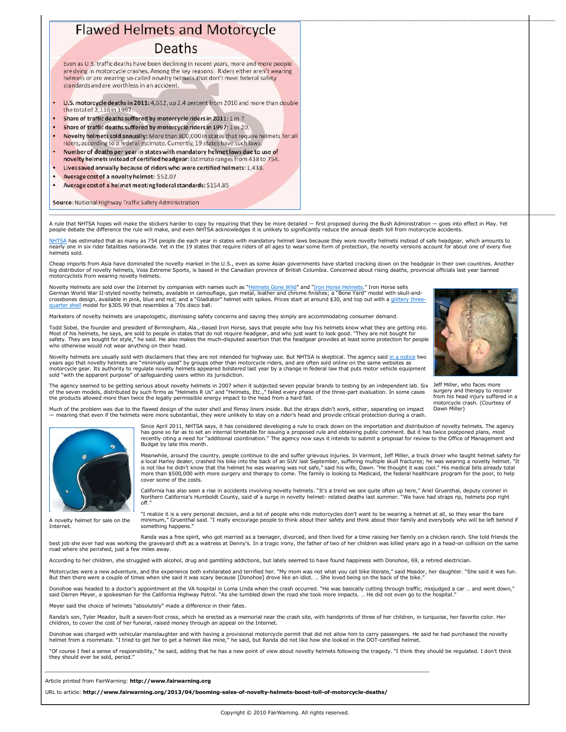## Flawed Helmets and Motorcycle Deaths

Even as U.S. traffic deaths have been declining in recent years, more and more people are dying in motorcycle crashes. Among the key reasons: Riders either aren't wearing helmets or are wearing so-called novelty helmets that don't meet federal safety standards and are worthless in an accident.

- **U.S. motorcycle deaths in 2011:** 4,612, up 2.4 percent from 2010 and more than double the total of 2,116 in 1997.
- **Share of traffic deaths suffered by motorcycle riders in 2011:** 1 in 7.
- **Share of traffic deaths suffered by motorcycle riders in 1997:** 1 in 20.
- **Novelty helmets sold annually:** More than 800,000 in states that require helmets for all riders, according to a federal estimate. Currently, 19 states have such laws.
- **Number of deaths per year in states with mandatory helmet laws due to use of novelty helmets instead of certified headgear:** Estimate ranges from 438 to 754.
- **Lives saved annually because of riders who wore certified helmets:** 1,438.
- **Average cost of a novelty helmet:** $52.07
- **Average cost of a helmet meeting federal standards:** $154.85

**Source**: National Highway Traffic Safety Administration

A rule that NHTSA hopes will make the stickers harder to copy by requiring that they be more detailed — first proposed during the Bush Administration — goes into effect in May. Yet people debate the difference the rule will make, and even NHTSA acknowledges it is unlikely to significantly reduce the annual death toll from motorcycle accidents.

NHTSA has estimated that as many as 754 people die each year in states with mandatory helmet laws because they wore novelty helmets instead of safe headgear, which amounts to nearly one in six rider fatalities nationwide. Yet in the 19 states that require riders of all ages to wear some form of protection, the novelty versions account for about one of every five helmets sold.

Cheap imports from Asia have dominated the novelty market in the U.S., even as some Asian governments have started cracking down on the headgear in their own countries. Another big distributor of novelty helmets, Voss Extreme Sports, is based in the Canadian province of British Columbia. Concerned about rising deaths, provincial officials last year banned motorcyclists from wearing novelty helmets.

Novelty Helmets are sold over the Internet by companies with names such as "Helmets Gone Wild" and "Iron Horse Helmets." Iron Horse sells German World War II-styled novelty helmets, available in camouflage, gun metal, leather and chrome finishes; a "Bone Yard" model with skull-and-crossbones design, available in pink, blue and red; and a "Gladiator" helmet with spikes. Prices start at around $30, and top out with a glittery three-quarter shell model for $305.99 that resembles a '70s disco ball.

Marketers of novelty helmets are unapologetic, dismissing safety concerns and saying they simply are accommodating consumer demand.

Todd Sobel, the founder and president of Birmingham, Ala.,-based Iron Horse, says that people who buy his helmets know what they are getting into. Most of his helmets, he says, are sold to people in states that do not require headgear, and who just want to look good. "They are not bought for safety. They are bought for style," he said. He also makes the much-disputed assertion that the headgear provides at least some protection for people who otherwise would not wear anything on their head.

Jeff Miller, who faces more surgery and therapy to recover from his head injury suffered in a motorcycle crash. (Courtesy of Dawn Miller)

Novelty helmets are usually sold with disclaimers that they are not intended for highway use. But NHTSA is skeptical. The agency said in a notice two years ago that novelty helmets are "minimally used" by groups other than motorcycle riders, and are often sold online on the same websites as motorcycle gear. Its authority to regulate novelty helmets appeared bolstered last year by a change in federal law that puts motor vehicle equipment sold "with the apparent purpose" of safeguarding users within its jurisdiction.

The agency seemed to be getting serious about novelty helmets in 2007 when it subjected seven popular brands to testing by an independent lab. Six of the seven models, distributed by such firms as "Helmets R Us" and "Helmets, Etc.," failed every phase of the three-part evaluation. In some cases the products allowed more than twice the legally permissible energy impact to the head from a hard fall.

Much of the problem was due to the flawed design of the outer shell and flimsy liners inside. But the straps didn't work, either, separating on impact — meaning that even if the helmets were more substantial, they were unlikely to stay on a rider's head and provide critical protection during a crash.

Since April 2011, NHTSA says, it has considered developing a rule to crack down on the importation and distribution of novelty helmets. The agency has gone so far as to set an internal timetable for issuing a proposed rule and obtaining public comment. But it has twice postponed plans, most recently citing a need for "additional coordination." The agency now says it intends to submit a proposal for review to the Office of Management and Budget by late this month.

Meanwhile, around the country, people continue to die and suffer grievous injuries. In Vermont, Jeff Miller, a truck driver who taught helmet safety for a local Harley dealer, crashed his bike into the back of an SUV last September, suffering multiple skull fractures; he was wearing a novelty helmet. "It is not like he didn't know that the helmet he was wearing was not safe," said his wife, Dawn. "He thought it was cool." His medical bills already total more than $500,000 with more surgery and therapy to come. The family is looking to Medicaid, the federal healthcare program for the poor, to help cover some of the costs.

California has also seen a rise in accidents involving novelty helmets. "It's a trend we see quite often up here," Ariel Gruenthal, deputy coroner in Northern California's Humboldt County, said of a surge in novelty helmet- related deaths last summer. "We have had straps rip, helmets pop right off."

A novelty helmet for sale on the Internet.

"I realize it is a very personal decision, and a lot of people who ride motorcycles don't want to be wearing a helmet at all, so they wear the bare minimum," Gruenthal said. "I really encourage people to think about their safety and think about their family and everybody who will be left behind if something happens."

Randa was a free spirit, who got married as a teenager, divorced, and then lived for a time raising her family on a chicken ranch. She told friends the best job she ever had was working the graveyard shift as a waitress at Denny's. In a tragic irony, the father of two of her children was killed years ago in a head-on collision on the same road where she perished, just a few miles away.

According to her children, she struggled with alcohol, drug and gambling addictions, but lately seemed to have found happiness with Donohoe, 69, a retired electrician.

Motorcycles were a new adventure, and the experience both exhilarated and terrified her. "My mom was not what you call bike literate," said Meador, her daughter. "She said it was fun. But then there were a couple of times when she said it was scary because [Donohoe] drove like an idiot. … She loved being on the back of the bike."

Donohoe was headed to a doctor's appointment at the VA hospital in Loma Linda when the crash occurred. "He was basically cutting through traffic, misjudged a car … and went down," said Darren Meyer, a spokesman for the California Highway Patrol. "As she tumbled down the road she took more impacts. … He did not even go to the hospital."

Meyer said the choice of helmets "absolutely" made a difference in their fates.

Randa's son, Tyler Meador, built a seven-foot cross, which he erected as a memorial near the crash site, with handprints of three of her children, in turquoise, her favorite color. Her children, to cover the cost of her funeral, raised money through an appeal on the Internet.

Donohoe was charged with vehicular manslaughter and with having a provisional motorcycle permit that did not allow him to carry passengers. He said he had purchased the novelty helmet from a roommate. "I tried to get her to get a helmet like mine," he said, but Randa did not like how she looked in the DOT-certified helmet.

"Of course I feel a sense of responsibility," he said, adding that he has a new point of view about novelty helmets following the tragedy. "I think they should be regulated. I don't think they should ever be sold, period."

Article printed from FairWarning: **http://www.fairwarning.org**

URL to article: **http://www.fairwarning.org/2013/04/booming-sales-of-novelty-helmets-boost-toll-of-motorcycle-deaths/**

Copyright © 2010 FairWarning. All rights reserved.